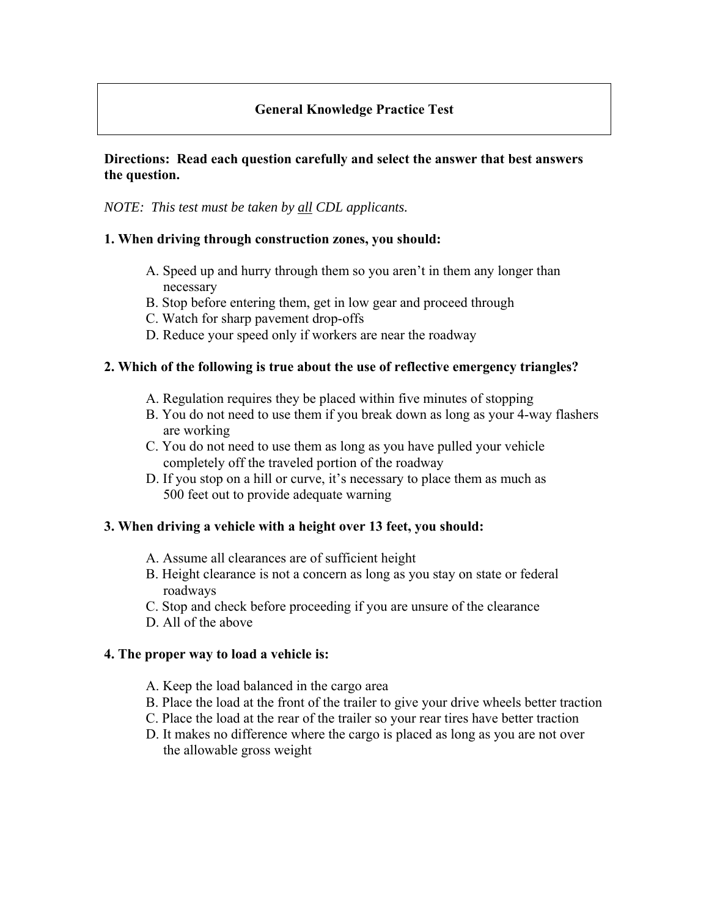# General Knowledge Practice Test

**Directions: Read each question carefully and select the answer that best answers the question.**

*NOTE: This test must be taken by all CDL applicants.*

**1. When driving through construction zones, you should:**

A. Speed up and hurry through them so you aren't in them any longer than necessary
B. Stop before entering them, get in low gear and proceed through
C. Watch for sharp pavement drop-offs
D. Reduce your speed only if workers are near the roadway

**2. Which of the following is true about the use of reflective emergency triangles?**

A. Regulation requires they be placed within five minutes of stopping
B. You do not need to use them if you break down as long as your 4-way flashers are working
C. You do not need to use them as long as you have pulled your vehicle completely off the traveled portion of the roadway
D. If you stop on a hill or curve, it's necessary to place them as much as 500 feet out to provide adequate warning

**3. When driving a vehicle with a height over 13 feet, you should:**

A. Assume all clearances are of sufficient height
B. Height clearance is not a concern as long as you stay on state or federal roadways
C. Stop and check before proceeding if you are unsure of the clearance
D. All of the above

**4. The proper way to load a vehicle is:**

A. Keep the load balanced in the cargo area
B. Place the load at the front of the trailer to give your drive wheels better traction
C. Place the load at the rear of the trailer so your rear tires have better traction
D. It makes no difference where the cargo is placed as long as you are not over the allowable gross weight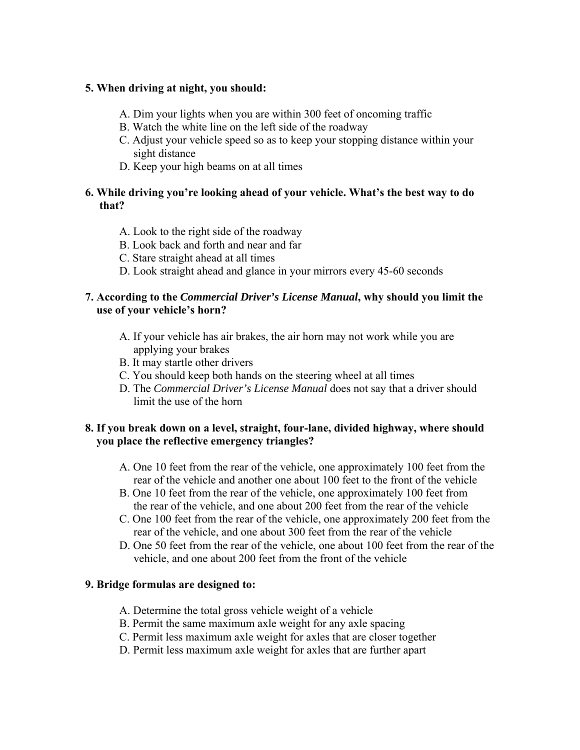**5. When driving at night, you should:**

A. Dim your lights when you are within 300 feet of oncoming traffic
B. Watch the white line on the left side of the roadway
C. Adjust your vehicle speed so as to keep your stopping distance within your sight distance
D. Keep your high beams on at all times

**6. While driving you're looking ahead of your vehicle. What's the best way to do that?**

A. Look to the right side of the roadway
B. Look back and forth and near and far
C. Stare straight ahead at all times
D. Look straight ahead and glance in your mirrors every 45-60 seconds

**7. According to the *Commercial Driver's License Manual*, why should you limit the use of your vehicle's horn?**

A. If your vehicle has air brakes, the air horn may not work while you are applying your brakes
B. It may startle other drivers
C. You should keep both hands on the steering wheel at all times
D. The *Commercial Driver's License Manual* does not say that a driver should limit the use of the horn

**8. If you break down on a level, straight, four-lane, divided highway, where should you place the reflective emergency triangles?**

A. One 10 feet from the rear of the vehicle, one approximately 100 feet from the rear of the vehicle and another one about 100 feet to the front of the vehicle
B. One 10 feet from the rear of the vehicle, one approximately 100 feet from the rear of the vehicle, and one about 200 feet from the rear of the vehicle
C. One 100 feet from the rear of the vehicle, one approximately 200 feet from the rear of the vehicle, and one about 300 feet from the rear of the vehicle
D. One 50 feet from the rear of the vehicle, one about 100 feet from the rear of the vehicle, and one about 200 feet from the front of the vehicle

**9. Bridge formulas are designed to:**

A. Determine the total gross vehicle weight of a vehicle
B. Permit the same maximum axle weight for any axle spacing
C. Permit less maximum axle weight for axles that are closer together
D. Permit less maximum axle weight for axles that are further apart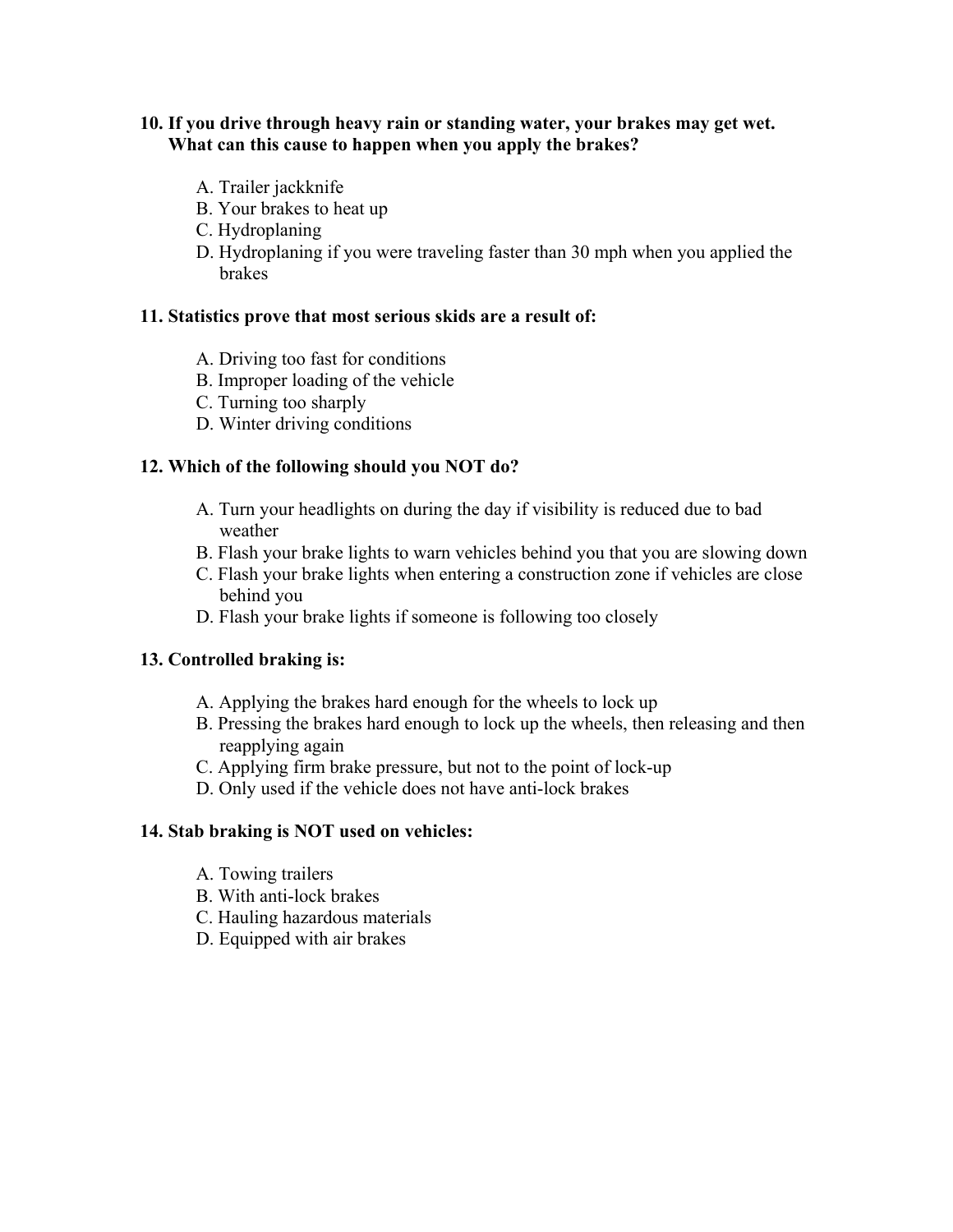**10. If you drive through heavy rain or standing water, your brakes may get wet. What can this cause to happen when you apply the brakes?**

A. Trailer jackknife
B. Your brakes to heat up
C. Hydroplaning
D. Hydroplaning if you were traveling faster than 30 mph when you applied the brakes

**11. Statistics prove that most serious skids are a result of:**

A. Driving too fast for conditions
B. Improper loading of the vehicle
C. Turning too sharply
D. Winter driving conditions

**12. Which of the following should you NOT do?**

A. Turn your headlights on during the day if visibility is reduced due to bad weather
B. Flash your brake lights to warn vehicles behind you that you are slowing down
C. Flash your brake lights when entering a construction zone if vehicles are close behind you
D. Flash your brake lights if someone is following too closely

**13. Controlled braking is:**

A. Applying the brakes hard enough for the wheels to lock up
B. Pressing the brakes hard enough to lock up the wheels, then releasing and then reapplying again
C. Applying firm brake pressure, but not to the point of lock-up
D. Only used if the vehicle does not have anti-lock brakes

**14. Stab braking is NOT used on vehicles:**

A. Towing trailers
B. With anti-lock brakes
C. Hauling hazardous materials
D. Equipped with air brakes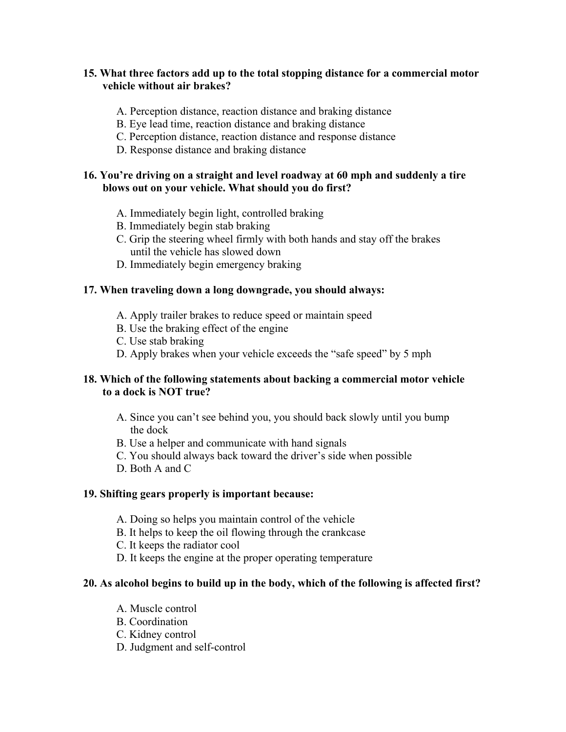**15. What three factors add up to the total stopping distance for a commercial motor vehicle without air brakes?**

A. Perception distance, reaction distance and braking distance
B. Eye lead time, reaction distance and braking distance
C. Perception distance, reaction distance and response distance
D. Response distance and braking distance

**16. You're driving on a straight and level roadway at 60 mph and suddenly a tire blows out on your vehicle. What should you do first?**

A. Immediately begin light, controlled braking
B. Immediately begin stab braking
C. Grip the steering wheel firmly with both hands and stay off the brakes until the vehicle has slowed down
D. Immediately begin emergency braking

**17. When traveling down a long downgrade, you should always:**

A. Apply trailer brakes to reduce speed or maintain speed
B. Use the braking effect of the engine
C. Use stab braking
D. Apply brakes when your vehicle exceeds the "safe speed" by 5 mph

**18. Which of the following statements about backing a commercial motor vehicle to a dock is NOT true?**

A. Since you can't see behind you, you should back slowly until you bump the dock
B. Use a helper and communicate with hand signals
C. You should always back toward the driver's side when possible
D. Both A and C

**19. Shifting gears properly is important because:**

A. Doing so helps you maintain control of the vehicle
B. It helps to keep the oil flowing through the crankcase
C. It keeps the radiator cool
D. It keeps the engine at the proper operating temperature

**20. As alcohol begins to build up in the body, which of the following is affected first?**

A. Muscle control
B. Coordination
C. Kidney control
D. Judgment and self-control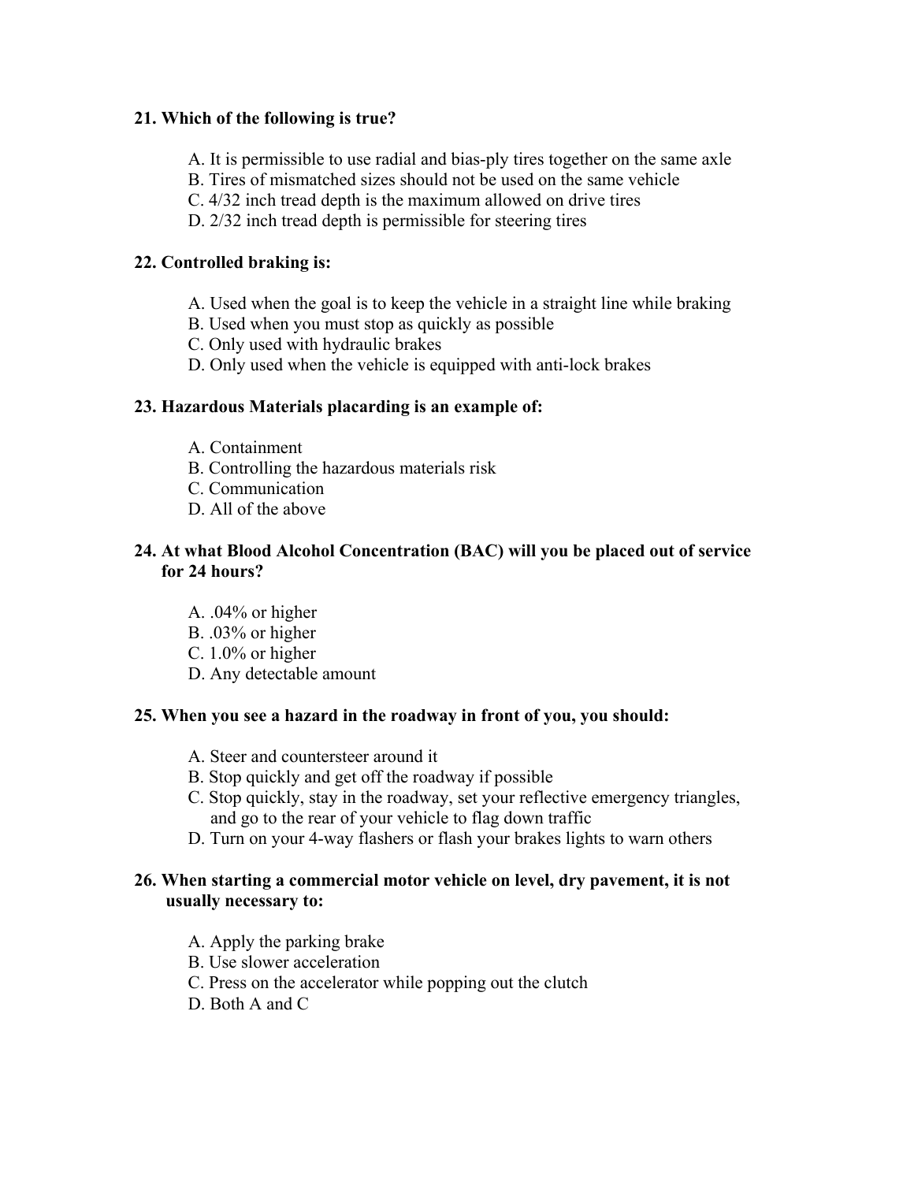**21. Which of the following is true?**

A. It is permissible to use radial and bias-ply tires together on the same axle
B. Tires of mismatched sizes should not be used on the same vehicle
C. 4/32 inch tread depth is the maximum allowed on drive tires
D. 2/32 inch tread depth is permissible for steering tires

**22. Controlled braking is:**

A. Used when the goal is to keep the vehicle in a straight line while braking
B. Used when you must stop as quickly as possible
C. Only used with hydraulic brakes
D. Only used when the vehicle is equipped with anti-lock brakes

**23. Hazardous Materials placarding is an example of:**

A. Containment
B. Controlling the hazardous materials risk
C. Communication
D. All of the above

**24. At what Blood Alcohol Concentration (BAC) will you be placed out of service for 24 hours?**

A. .04% or higher
B. .03% or higher
C. 1.0% or higher
D. Any detectable amount

**25. When you see a hazard in the roadway in front of you, you should:**

A. Steer and countersteer around it
B. Stop quickly and get off the roadway if possible
C. Stop quickly, stay in the roadway, set your reflective emergency triangles, and go to the rear of your vehicle to flag down traffic
D. Turn on your 4-way flashers or flash your brakes lights to warn others

**26. When starting a commercial motor vehicle on level, dry pavement, it is not usually necessary to:**

A. Apply the parking brake
B. Use slower acceleration
C. Press on the accelerator while popping out the clutch
D. Both A and C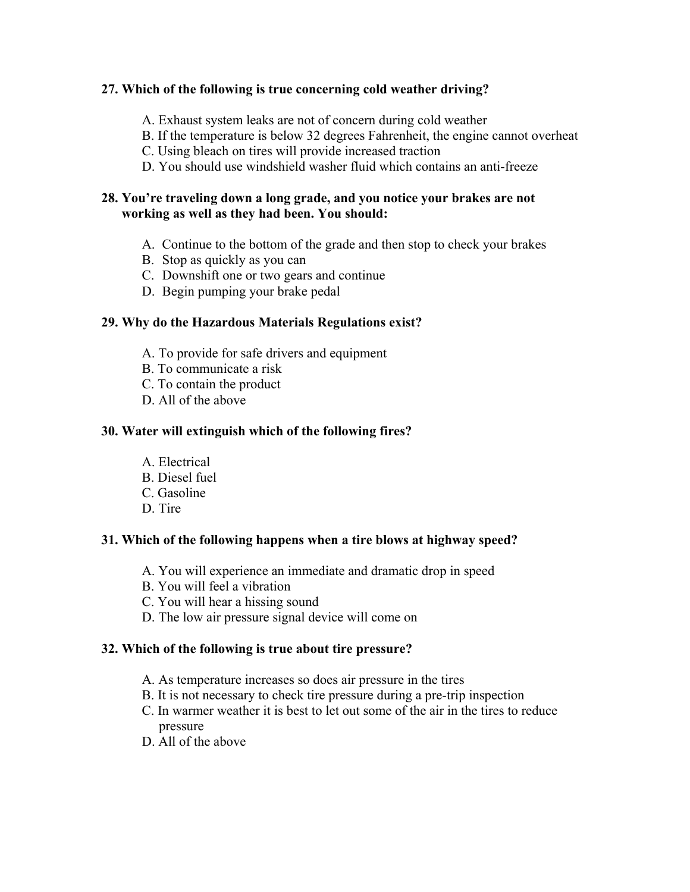**27. Which of the following is true concerning cold weather driving?**

A. Exhaust system leaks are not of concern during cold weather
B. If the temperature is below 32 degrees Fahrenheit, the engine cannot overheat
C. Using bleach on tires will provide increased traction
D. You should use windshield washer fluid which contains an anti-freeze

**28. You're traveling down a long grade, and you notice your brakes are not working as well as they had been. You should:**

A. Continue to the bottom of the grade and then stop to check your brakes
B. Stop as quickly as you can
C. Downshift one or two gears and continue
D. Begin pumping your brake pedal

**29. Why do the Hazardous Materials Regulations exist?**

A. To provide for safe drivers and equipment
B. To communicate a risk
C. To contain the product
D. All of the above

**30. Water will extinguish which of the following fires?**

A. Electrical
B. Diesel fuel
C. Gasoline
D. Tire

**31. Which of the following happens when a tire blows at highway speed?**

A. You will experience an immediate and dramatic drop in speed
B. You will feel a vibration
C. You will hear a hissing sound
D. The low air pressure signal device will come on

**32. Which of the following is true about tire pressure?**

A. As temperature increases so does air pressure in the tires
B. It is not necessary to check tire pressure during a pre-trip inspection
C. In warmer weather it is best to let out some of the air in the tires to reduce pressure
D. All of the above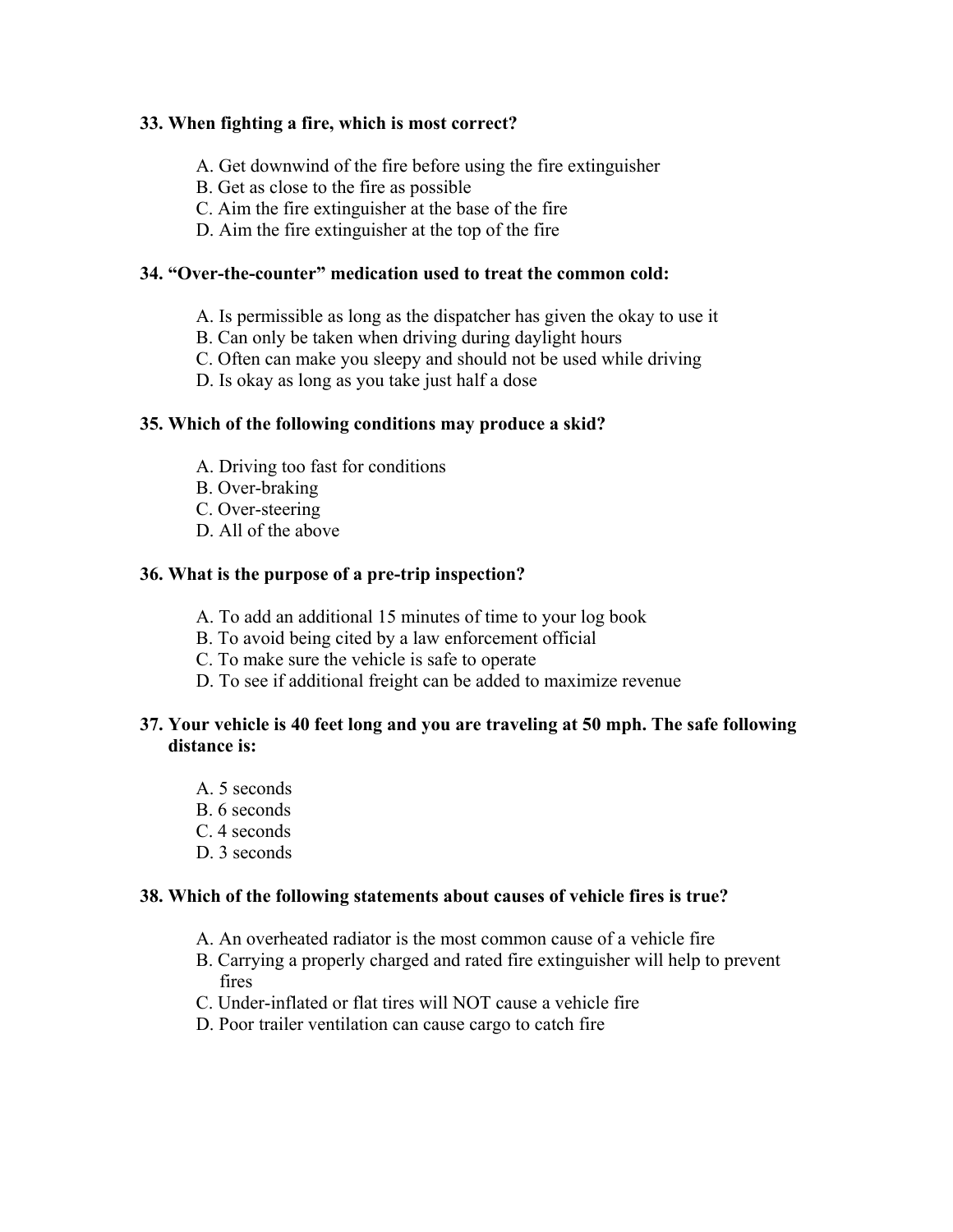**33. When fighting a fire, which is most correct?**

A. Get downwind of the fire before using the fire extinguisher
B. Get as close to the fire as possible
C. Aim the fire extinguisher at the base of the fire
D. Aim the fire extinguisher at the top of the fire

**34. "Over-the-counter" medication used to treat the common cold:**

A. Is permissible as long as the dispatcher has given the okay to use it
B. Can only be taken when driving during daylight hours
C. Often can make you sleepy and should not be used while driving
D. Is okay as long as you take just half a dose

**35. Which of the following conditions may produce a skid?**

A. Driving too fast for conditions
B. Over-braking
C. Over-steering
D. All of the above

**36. What is the purpose of a pre-trip inspection?**

A. To add an additional 15 minutes of time to your log book
B. To avoid being cited by a law enforcement official
C. To make sure the vehicle is safe to operate
D. To see if additional freight can be added to maximize revenue

**37. Your vehicle is 40 feet long and you are traveling at 50 mph. The safe following distance is:**

A. 5 seconds
B. 6 seconds
C. 4 seconds
D. 3 seconds

**38. Which of the following statements about causes of vehicle fires is true?**

A. An overheated radiator is the most common cause of a vehicle fire
B. Carrying a properly charged and rated fire extinguisher will help to prevent fires
C. Under-inflated or flat tires will NOT cause a vehicle fire
D. Poor trailer ventilation can cause cargo to catch fire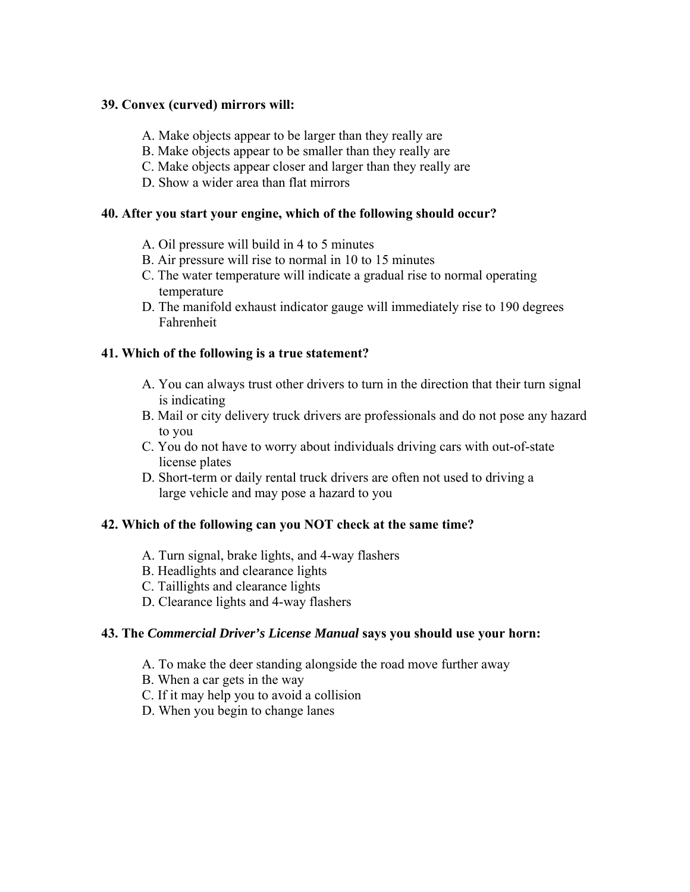**39. Convex (curved) mirrors will:**

A. Make objects appear to be larger than they really are
B. Make objects appear to be smaller than they really are
C. Make objects appear closer and larger than they really are
D. Show a wider area than flat mirrors

**40. After you start your engine, which of the following should occur?**

A. Oil pressure will build in 4 to 5 minutes
B. Air pressure will rise to normal in 10 to 15 minutes
C. The water temperature will indicate a gradual rise to normal operating temperature
D. The manifold exhaust indicator gauge will immediately rise to 190 degrees Fahrenheit

**41. Which of the following is a true statement?**

A. You can always trust other drivers to turn in the direction that their turn signal is indicating
B. Mail or city delivery truck drivers are professionals and do not pose any hazard to you
C. You do not have to worry about individuals driving cars with out-of-state license plates
D. Short-term or daily rental truck drivers are often not used to driving a large vehicle and may pose a hazard to you

**42. Which of the following can you NOT check at the same time?**

A. Turn signal, brake lights, and 4-way flashers
B. Headlights and clearance lights
C. Taillights and clearance lights
D. Clearance lights and 4-way flashers

**43. The *Commercial Driver's License Manual* says you should use your horn:**

A. To make the deer standing alongside the road move further away
B. When a car gets in the way
C. If it may help you to avoid a collision
D. When you begin to change lanes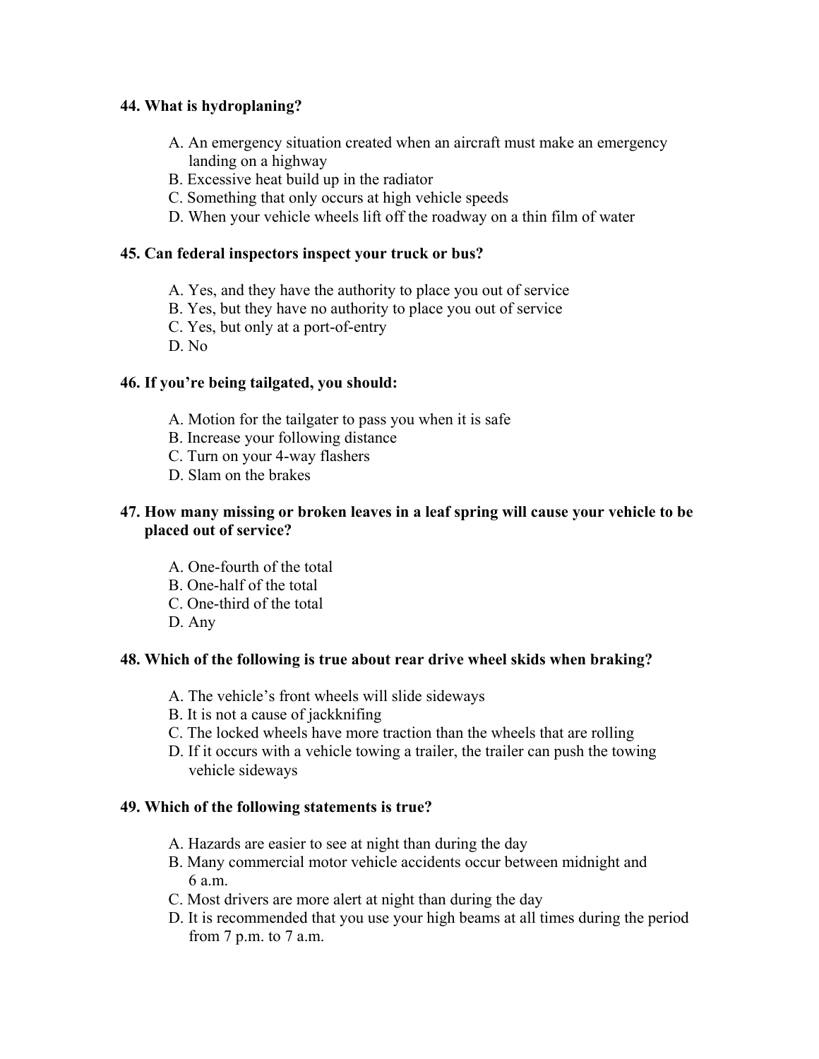**44. What is hydroplaning?**

A. An emergency situation created when an aircraft must make an emergency landing on a highway
B. Excessive heat build up in the radiator
C. Something that only occurs at high vehicle speeds
D. When your vehicle wheels lift off the roadway on a thin film of water

**45. Can federal inspectors inspect your truck or bus?**

A. Yes, and they have the authority to place you out of service
B. Yes, but they have no authority to place you out of service
C. Yes, but only at a port-of-entry
D. No

**46. If you're being tailgated, you should:**

A. Motion for the tailgater to pass you when it is safe
B. Increase your following distance
C. Turn on your 4-way flashers
D. Slam on the brakes

**47. How many missing or broken leaves in a leaf spring will cause your vehicle to be placed out of service?**

A. One-fourth of the total
B. One-half of the total
C. One-third of the total
D. Any

**48. Which of the following is true about rear drive wheel skids when braking?**

A. The vehicle's front wheels will slide sideways
B. It is not a cause of jackknifing
C. The locked wheels have more traction than the wheels that are rolling
D. If it occurs with a vehicle towing a trailer, the trailer can push the towing vehicle sideways

**49. Which of the following statements is true?**

A. Hazards are easier to see at night than during the day
B. Many commercial motor vehicle accidents occur between midnight and 6 a.m.
C. Most drivers are more alert at night than during the day
D. It is recommended that you use your high beams at all times during the period from 7 p.m. to 7 a.m.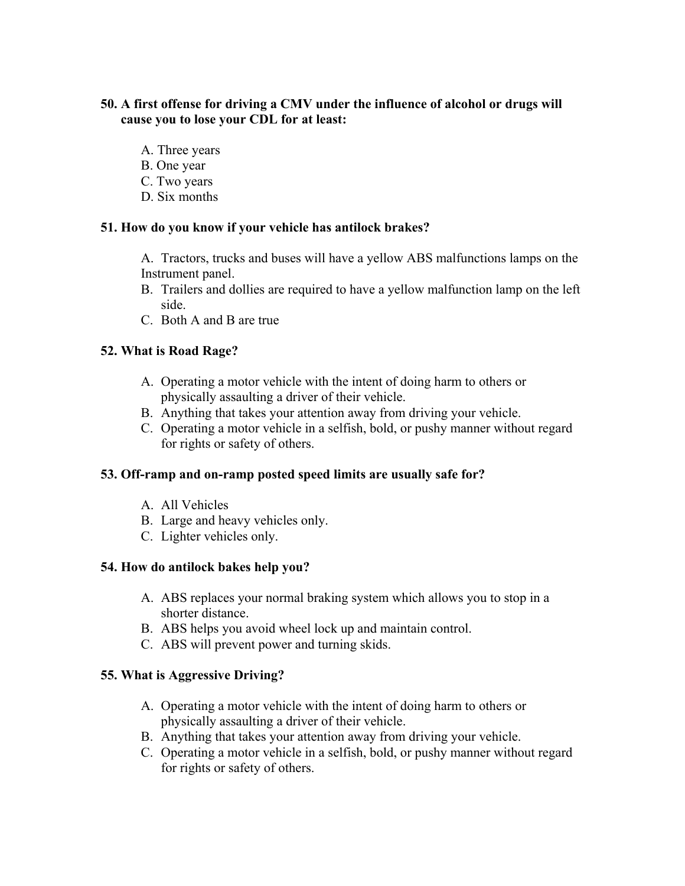**50. A first offense for driving a CMV under the influence of alcohol or drugs will cause you to lose your CDL for at least:**

A. Three years
B. One year
C. Two years
D. Six months

**51. How do you know if your vehicle has antilock brakes?**

A. Tractors, trucks and buses will have a yellow ABS malfunctions lamps on the Instrument panel.
B. Trailers and dollies are required to have a yellow malfunction lamp on the left side.
C. Both A and B are true

**52. What is Road Rage?**

A. Operating a motor vehicle with the intent of doing harm to others or physically assaulting a driver of their vehicle.
B. Anything that takes your attention away from driving your vehicle.
C. Operating a motor vehicle in a selfish, bold, or pushy manner without regard for rights or safety of others.

**53. Off-ramp and on-ramp posted speed limits are usually safe for?**

A. All Vehicles
B. Large and heavy vehicles only.
C. Lighter vehicles only.

**54. How do antilock bakes help you?**

A. ABS replaces your normal braking system which allows you to stop in a shorter distance.
B. ABS helps you avoid wheel lock up and maintain control.
C. ABS will prevent power and turning skids.

**55. What is Aggressive Driving?**

A. Operating a motor vehicle with the intent of doing harm to others or physically assaulting a driver of their vehicle.
B. Anything that takes your attention away from driving your vehicle.
C. Operating a motor vehicle in a selfish, bold, or pushy manner without regard for rights or safety of others.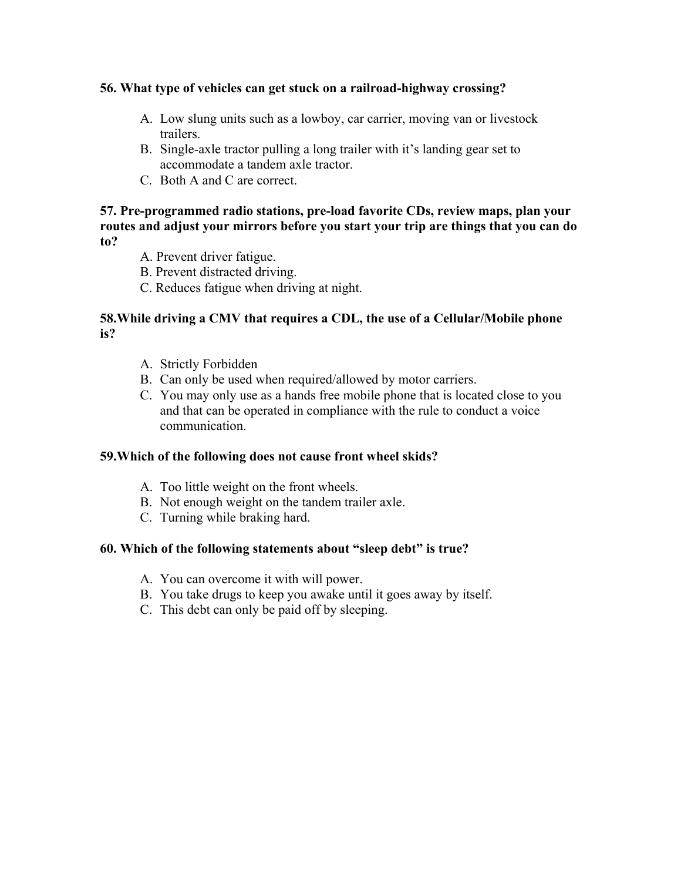**56. What type of vehicles can get stuck on a railroad-highway crossing?**

A. Low slung units such as a lowboy, car carrier, moving van or livestock trailers.
B. Single-axle tractor pulling a long trailer with it's landing gear set to accommodate a tandem axle tractor.
C. Both A and C are correct.

**57. Pre-programmed radio stations, pre-load favorite CDs, review maps, plan your routes and adjust your mirrors before you start your trip are things that you can do to?**

A. Prevent driver fatigue.
B. Prevent distracted driving.
C. Reduces fatigue when driving at night.

**58.While driving a CMV that requires a CDL, the use of a Cellular/Mobile phone is?**

A. Strictly Forbidden
B. Can only be used when required/allowed by motor carriers.
C. You may only use as a hands free mobile phone that is located close to you and that can be operated in compliance with the rule to conduct a voice communication.

**59.Which of the following does not cause front wheel skids?**

A. Too little weight on the front wheels.
B. Not enough weight on the tandem trailer axle.
C. Turning while braking hard.

**60. Which of the following statements about "sleep debt" is true?**

A. You can overcome it with will power.
B. You take drugs to keep you awake until it goes away by itself.
C. This debt can only be paid off by sleeping.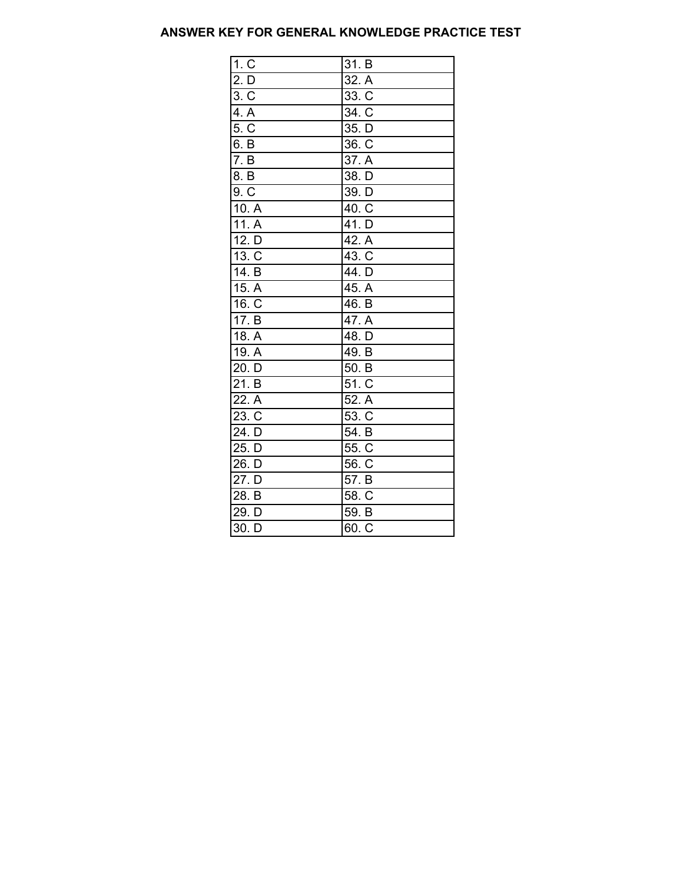# ANSWER KEY FOR GENERAL KNOWLEDGE PRACTICE TEST

| | |
|---|---|
| 1. C | 31. B |
| 2. D | 32. A |
| 3. C | 33. C |
| 4. A | 34. C |
| 5. C | 35. D |
| 6. B | 36. C |
| 7. B | 37. A |
| 8. B | 38. D |
| 9. C | 39. D |
| 10. A | 40. C |
| 11. A | 41. D |
| 12. D | 42. A |
| 13. C | 43. C |
| 14. B | 44. D |
| 15. A | 45. A |
| 16. C | 46. B |
| 17. B | 47. A |
| 18. A | 48. D |
| 19. A | 49. B |
| 20. D | 50. B |
| 21. B | 51. C |
| 22. A | 52. A |
| 23. C | 53. C |
| 24. D | 54. B |
| 25. D | 55. C |
| 26. D | 56. C |
| 27. D | 57. B |
| 28. B | 58. C |
| 29. D | 59. B |
| 30. D | 60. C |